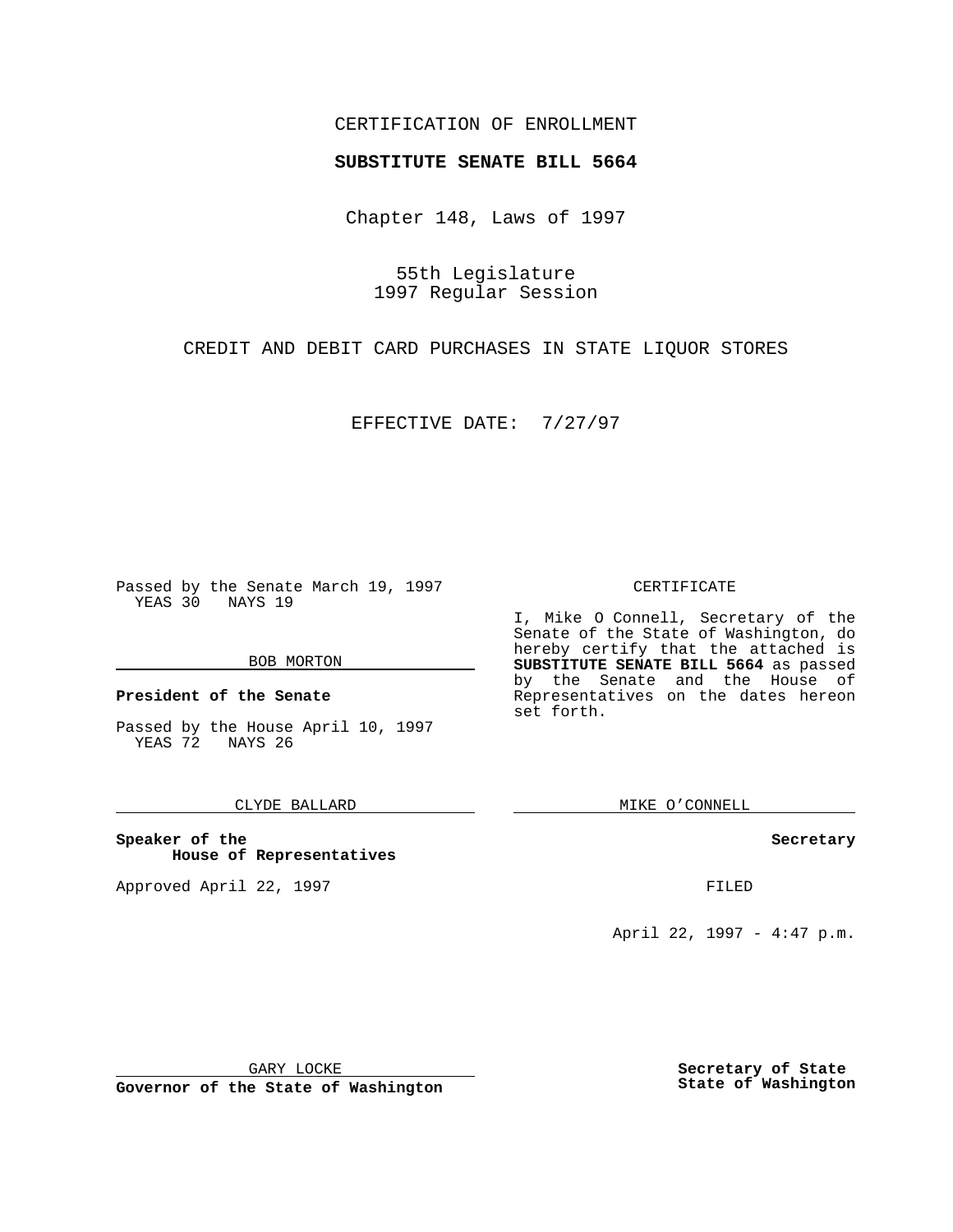CERTIFICATION OF ENROLLMENT

**SUBSTITUTE SENATE BILL 5664**

Chapter 148, Laws of 1997

55th Legislature
1997 Regular Session

CREDIT AND DEBIT CARD PURCHASES IN STATE LIQUOR STORES

EFFECTIVE DATE: 7/27/97

Passed by the Senate March 19, 1997
YEAS 30 NAYS 19

BOB MORTON

**President of the Senate**

Passed by the House April 10, 1997
YEAS 72 NAYS 26

CLYDE BALLARD

**Speaker of the House of Representatives**

Approved April 22, 1997

GARY LOCKE

**Governor of the State of Washington**

CERTIFICATE

I, Mike O Connell, Secretary of the Senate of the State of Washington, do hereby certify that the attached is **SUBSTITUTE SENATE BILL 5664** as passed by the Senate and the House of Representatives on the dates hereon set forth.

MIKE O'CONNELL

**Secretary**

FILED

April 22, 1997 - 4:47 p.m.

**Secretary of State**
**State of Washington**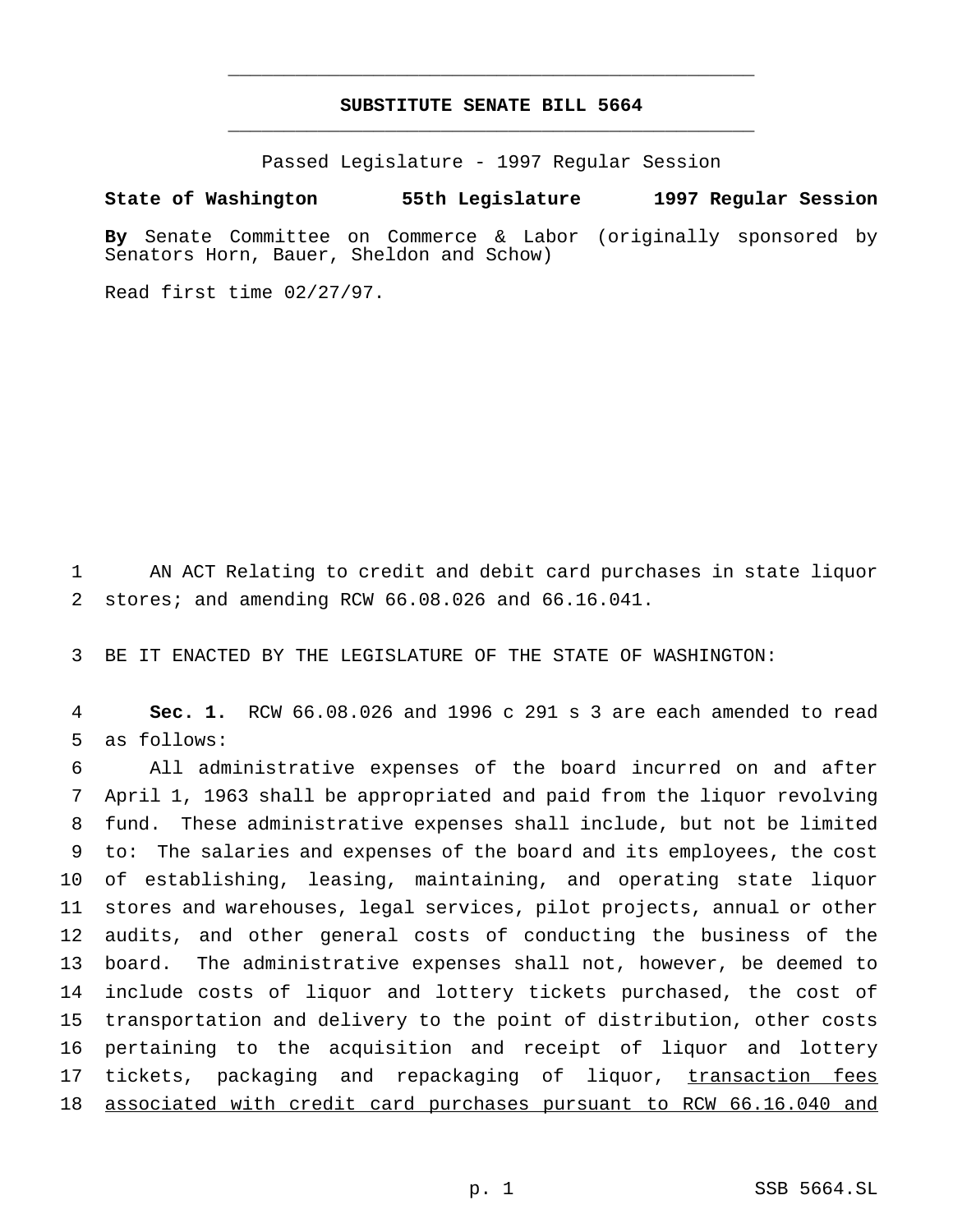# SUBSTITUTE SENATE BILL 5664

Passed Legislature - 1997 Regular Session

**State of Washington 55th Legislature 1997 Regular Session**

**By** Senate Committee on Commerce & Labor (originally sponsored by Senators Horn, Bauer, Sheldon and Schow)

Read first time 02/27/97.

AN ACT Relating to credit and debit card purchases in state liquor stores; and amending RCW 66.08.026 and 66.16.041.

BE IT ENACTED BY THE LEGISLATURE OF THE STATE OF WASHINGTON:

**Sec. 1.** RCW 66.08.026 and 1996 c 291 s 3 are each amended to read as follows:

All administrative expenses of the board incurred on and after April 1, 1963 shall be appropriated and paid from the liquor revolving fund. These administrative expenses shall include, but not be limited to: The salaries and expenses of the board and its employees, the cost of establishing, leasing, maintaining, and operating state liquor stores and warehouses, legal services, pilot projects, annual or other audits, and other general costs of conducting the business of the board. The administrative expenses shall not, however, be deemed to include costs of liquor and lottery tickets purchased, the cost of transportation and delivery to the point of distribution, other costs pertaining to the acquisition and receipt of liquor and lottery tickets, packaging and repackaging of liquor, <u>transaction fees associated with credit card purchases pursuant to RCW 66.16.040 and</u>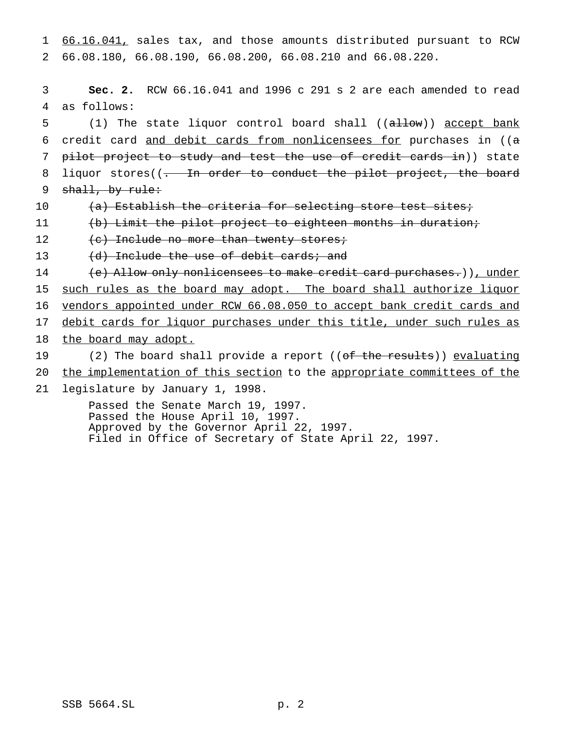66.16.041, sales tax, and those amounts distributed pursuant to RCW 66.08.180, 66.08.190, 66.08.200, 66.08.210 and 66.08.220.

**Sec. 2.** RCW 66.16.041 and 1996 c 291 s 2 are each amended to read as follows:

(1) The state liquor control board shall ((~~allow~~)) accept bank credit card and debit cards from nonlicensees for purchases in ((~~a pilot project to study and test the use of credit cards in~~)) state liquor stores((~~. In order to conduct the pilot project, the board shall, by rule:~~

~~(a) Establish the criteria for selecting store test sites;~~

~~(b) Limit the pilot project to eighteen months in duration;~~

~~(c) Include no more than twenty stores;~~

~~(d) Include the use of debit cards; and~~

~~(e) Allow only nonlicensees to make credit card purchases.~~)), under such rules as the board may adopt. The board shall authorize liquor vendors appointed under RCW 66.08.050 to accept bank credit cards and debit cards for liquor purchases under this title, under such rules as the board may adopt.

(2) The board shall provide a report ((~~of the results~~)) evaluating the implementation of this section to the appropriate committees of the legislature by January 1, 1998.

Passed the Senate March 19, 1997.
Passed the House April 10, 1997.
Approved by the Governor April 22, 1997.
Filed in Office of Secretary of State April 22, 1997.